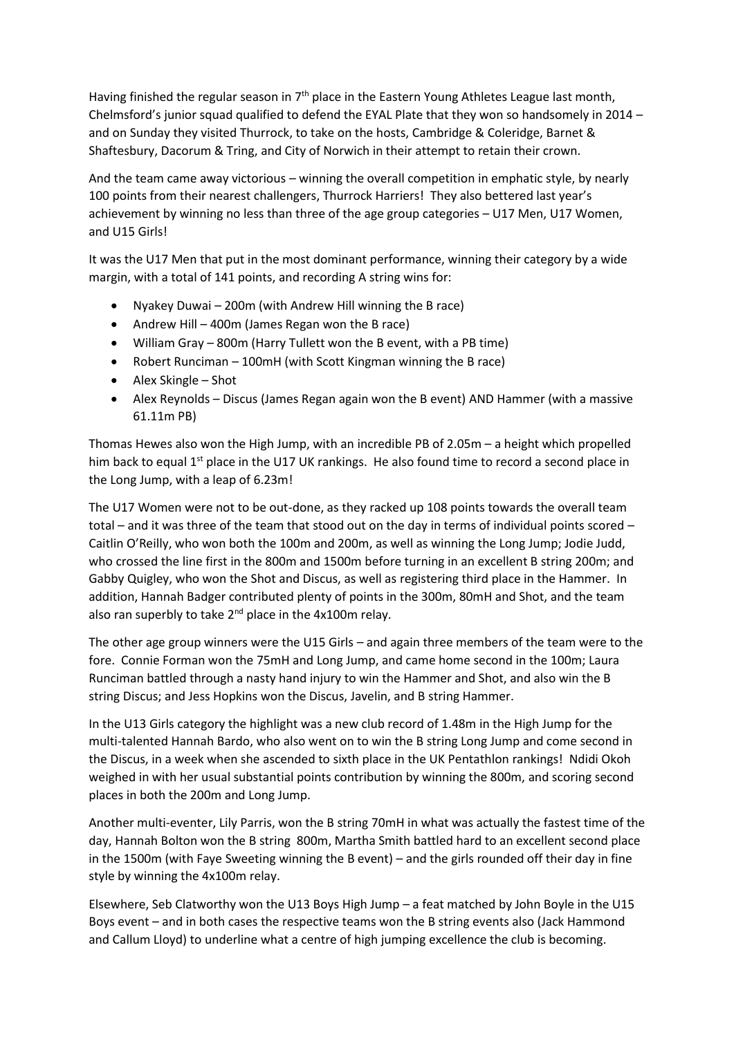Having finished the regular season in 7th place in the Eastern Young Athletes League last month, Chelmsford's junior squad qualified to defend the EYAL Plate that they won so handsomely in 2014 – and on Sunday they visited Thurrock, to take on the hosts, Cambridge & Coleridge, Barnet & Shaftesbury, Dacorum & Tring, and City of Norwich in their attempt to retain their crown.

And the team came away victorious – winning the overall competition in emphatic style, by nearly 100 points from their nearest challengers, Thurrock Harriers! They also bettered last year's achievement by winning no less than three of the age group categories – U17 Men, U17 Women, and U15 Girls!

It was the U17 Men that put in the most dominant performance, winning their category by a wide margin, with a total of 141 points, and recording A string wins for:

- Nyakey Duwai – 200m (with Andrew Hill winning the B race)
- Andrew Hill – 400m (James Regan won the B race)
- William Gray – 800m (Harry Tullett won the B event, with a PB time)
- Robert Runciman – 100mH (with Scott Kingman winning the B race)
- Alex Skingle – Shot
- Alex Reynolds – Discus (James Regan again won the B event) AND Hammer (with a massive 61.11m PB)

Thomas Hewes also won the High Jump, with an incredible PB of 2.05m – a height which propelled him back to equal 1st place in the U17 UK rankings. He also found time to record a second place in the Long Jump, with a leap of 6.23m!

The U17 Women were not to be out-done, as they racked up 108 points towards the overall team total – and it was three of the team that stood out on the day in terms of individual points scored – Caitlin O'Reilly, who won both the 100m and 200m, as well as winning the Long Jump; Jodie Judd, who crossed the line first in the 800m and 1500m before turning in an excellent B string 200m; and Gabby Quigley, who won the Shot and Discus, as well as registering third place in the Hammer. In addition, Hannah Badger contributed plenty of points in the 300m, 80mH and Shot, and the team also ran superbly to take 2nd place in the 4x100m relay.

The other age group winners were the U15 Girls – and again three members of the team were to the fore. Connie Forman won the 75mH and Long Jump, and came home second in the 100m; Laura Runciman battled through a nasty hand injury to win the Hammer and Shot, and also win the B string Discus; and Jess Hopkins won the Discus, Javelin, and B string Hammer.

In the U13 Girls category the highlight was a new club record of 1.48m in the High Jump for the multi-talented Hannah Bardo, who also went on to win the B string Long Jump and come second in the Discus, in a week when she ascended to sixth place in the UK Pentathlon rankings! Ndidi Okoh weighed in with her usual substantial points contribution by winning the 800m, and scoring second places in both the 200m and Long Jump.

Another multi-eventer, Lily Parris, won the B string 70mH in what was actually the fastest time of the day, Hannah Bolton won the B string 800m, Martha Smith battled hard to an excellent second place in the 1500m (with Faye Sweeting winning the B event) – and the girls rounded off their day in fine style by winning the 4x100m relay.

Elsewhere, Seb Clatworthy won the U13 Boys High Jump – a feat matched by John Boyle in the U15 Boys event – and in both cases the respective teams won the B string events also (Jack Hammond and Callum Lloyd) to underline what a centre of high jumping excellence the club is becoming.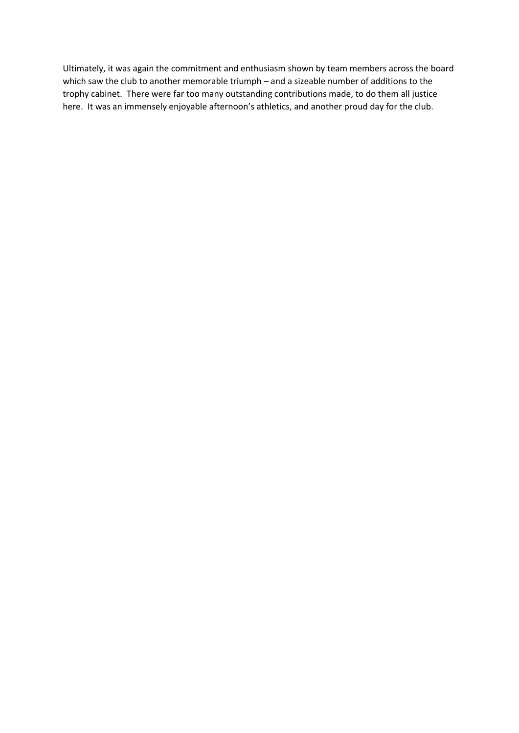Ultimately, it was again the commitment and enthusiasm shown by team members across the board which saw the club to another memorable triumph – and a sizeable number of additions to the trophy cabinet. There were far too many outstanding contributions made, to do them all justice here. It was an immensely enjoyable afternoon's athletics, and another proud day for the club.